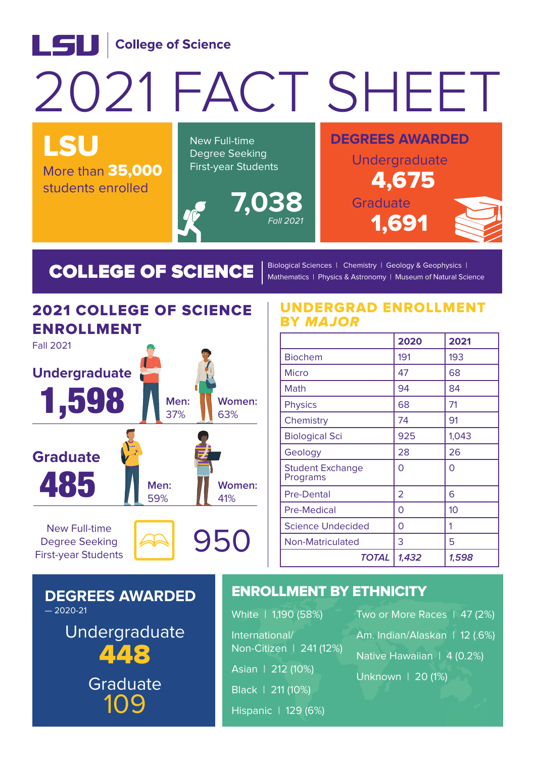LSU | College of Science

# 2021 FACT SHEET

## LSU

More than **35,000** students enrolled

New Full-time Degree Seeking First-year Students

**7,038**

*Fall 2021*

## DEGREES AWARDED

Undergraduate

**4,675**

Graduate

**1,691**

## COLLEGE OF SCIENCE

Biological Sciences | Chemistry | Geology & Geophysics | Mathematics | Physics & Astronomy | Museum of Natural Science

## 2021 COLLEGE OF SCIENCE ENROLLMENT

Fall 2021

**Undergraduate**

**1,598**

Men: 37%

Women: 63%

**Graduate**

**485**

Men: 59%

Women: 41%

New Full-time Degree Seeking First-year Students

950

## UNDERGRAD ENROLLMENT BY *MAJOR*

| | 2020 | 2021 |
|---|---|---|
| Biochem | 191 | 193 |
| Micro | 47 | 68 |
| Math | 94 | 84 |
| Physics | 68 | 71 |
| Chemistry | 74 | 91 |
| Biological Sci | 925 | 1,043 |
| Geology | 28 | 26 |
| Student Exchange Programs | 0 | 0 |
| Pre-Dental | 2 | 6 |
| Pre-Medical | 0 | 10 |
| Science Undecided | 0 | 1 |
| Non-Matriculated | 3 | 5 |
| *TOTAL* | *1,432* | *1,598* |

## DEGREES AWARDED

— 2020-21

Undergraduate

**448**

Graduate

109

## ENROLLMENT BY ETHNICITY

- White | 1,190 (58%)
- International/ Non-Citizen | 241 (12%)
- Asian | 212 (10%)
- Black | 211 (10%)
- Hispanic | 129 (6%)
- Two or More Races | 47 (2%)
- Am. Indian/Alaskan | 12 (.6%)
- Native Hawaiian | 4 (0.2%)
- Unknown | 20 (1%)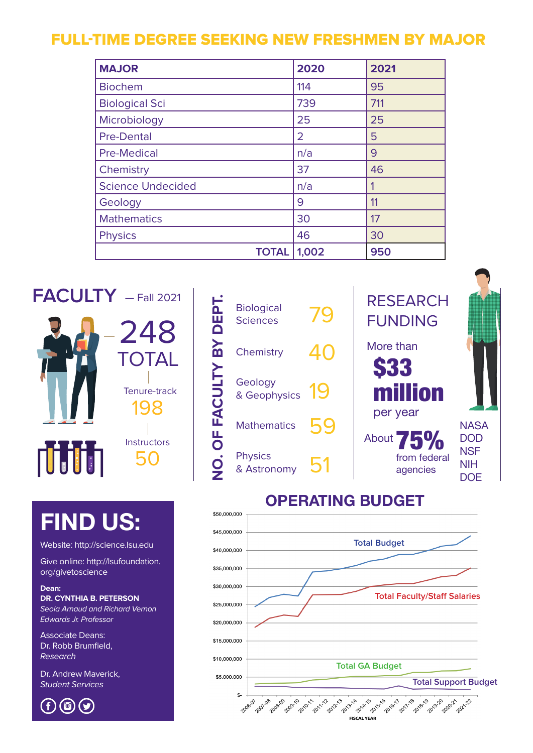# FULL-TIME DEGREE SEEKING NEW FRESHMEN BY MAJOR

| MAJOR | 2020 | 2021 |
|---|---|---|
| Biochem | 114 | 95 |
| Biological Sci | 739 | 711 |
| Microbiology | 25 | 25 |
| Pre-Dental | 2 | 5 |
| Pre-Medical | n/a | 9 |
| Chemistry | 37 | 46 |
| Science Undecided | n/a | 1 |
| Geology | 9 | 11 |
| Mathematics | 30 | 17 |
| Physics | 46 | 30 |
| TOTAL | 1,002 | 950 |

## FACULTY — Fall 2021

248 TOTAL

Tenure-track 198

Instructors 50

## NO. OF FACULTY BY DEPT.

Biological Sciences 79

Chemistry 40

Geology & Geophysics 19

Mathematics 59

Physics & Astronomy 51

## RESEARCH FUNDING

More than **$33 million** per year

About **75%** from federal agencies

NASA
DOD
NSF
NIH
DOE

## FIND US:

Website: http://science.lsu.edu

Give online: http://lsufoundation.org/givetoscience

**Dean:**
**DR. CYNTHIA B. PETERSON**
*Seola Arnaud and Richard Vernon Edwards Jr. Professor*

Associate Deans:
Dr. Robb Brumfield,
*Research*

Dr. Andrew Maverick,
*Student Services*

## OPERATING BUDGET

$50,000,000
$45,000,000
$40,000,000
$35,000,000
$30,000,000
$25,000,000
$20,000,000
$15,000,000
$10,000,000
$5,000,000
$-

Total Budget

Total Faculty/Staff Salaries

Total GA Budget

Total Support Budget

2006-07, 2007-08, 2008-09, 2009-10, 2010-11, 2011-12, 2012-13, 2013-14, 2014-15, 2015-16, 2016-17, 2017-18, 2018-19, 2019-20, 2020-21, 2021-22

FISCAL YEAR